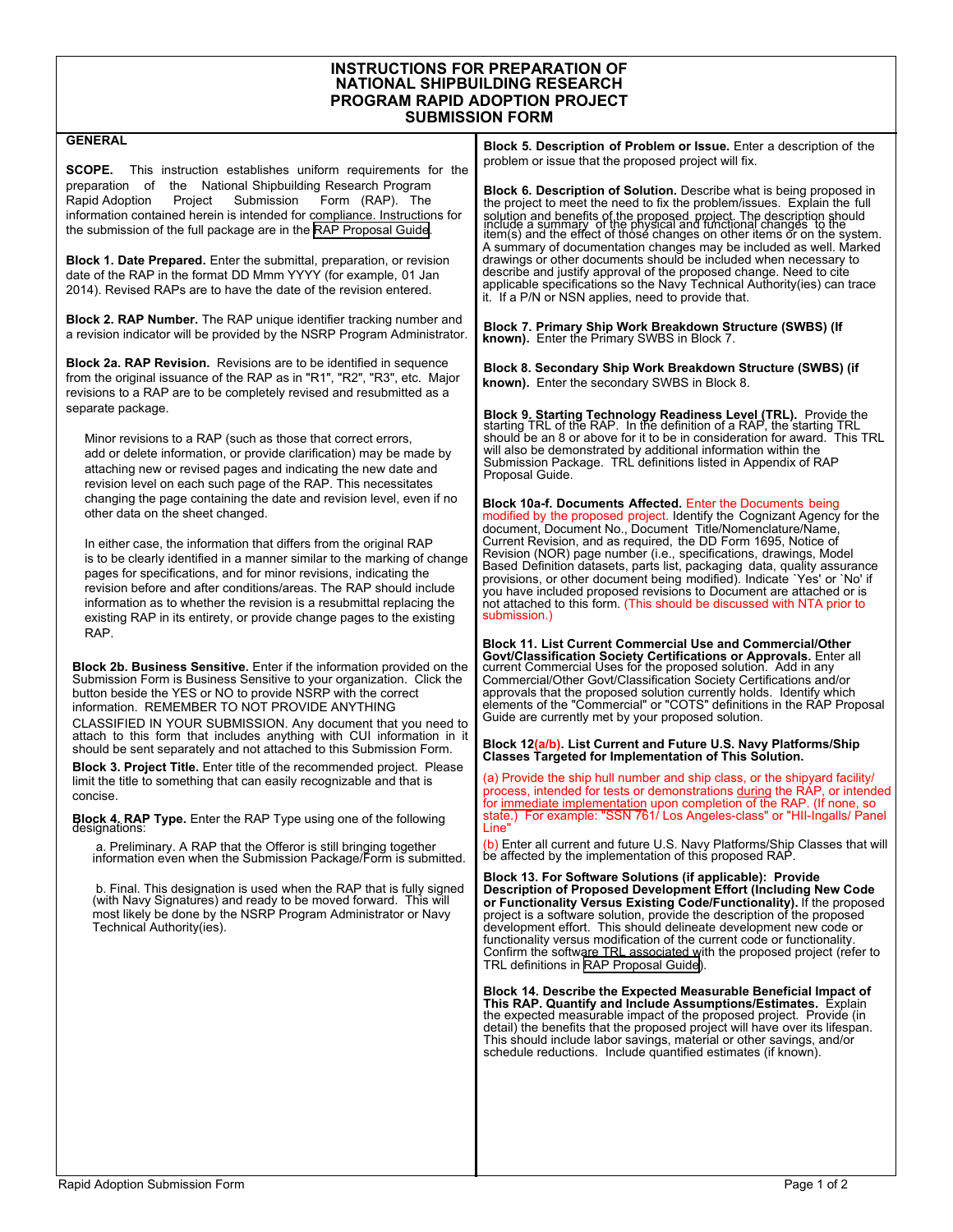# INSTRUCTIONS FOR PREPARATION OF NATIONAL SHIPBUILDING RESEARCH PROGRAM RAPID ADOPTION PROJECT SUBMISSION FORM

## GENERAL

**SCOPE.** This instruction establishes uniform requirements for the preparation of the National Shipbuilding Research Program Rapid Adoption Project Submission Form (RAP). The information contained herein is intended for compliance. Instructions for the submission of the full package are in the RAP Proposal Guide.

**Block 1. Date Prepared.** Enter the submittal, preparation, or revision date of the RAP in the format DD Mmm YYYY (for example, 01 Jan 2014). Revised RAPs are to have the date of the revision entered.

**Block 2. RAP Number.** The RAP unique identifier tracking number and a revision indicator will be provided by the NSRP Program Administrator.

**Block 2a. RAP Revision.** Revisions are to be identified in sequence from the original issuance of the RAP as in "R1", "R2", "R3", etc. Major revisions to a RAP are to be completely revised and resubmitted as a separate package.

Minor revisions to a RAP (such as those that correct errors, add or delete information, or provide clarification) may be made by attaching new or revised pages and indicating the new date and revision level on each such page of the RAP. This necessitates changing the page containing the date and revision level, even if no other data on the sheet changed.

In either case, the information that differs from the original RAP is to be clearly identified in a manner similar to the marking of change pages for specifications, and for minor revisions, indicating the revision before and after conditions/areas. The RAP should include information as to whether the revision is a resubmittal replacing the existing RAP in its entirety, or provide change pages to the existing RAP.

**Block 2b. Business Sensitive.** Enter if the information provided on the Submission Form is Business Sensitive to your organization. Click the button beside the YES or NO to provide NSRP with the correct information. REMEMBER TO NOT PROVIDE ANYTHING CLASSIFIED IN YOUR SUBMISSION. Any document that you need to attach to this form that includes anything with CUI information in it should be sent separately and not attached to this Submission Form.

**Block 3. Project Title.** Enter title of the recommended project. Please limit the title to something that can easily recognizable and that is concise.

**Block 4. RAP Type.** Enter the RAP Type using one of the following designations:

a. Preliminary. A RAP that the Offeror is still bringing together information even when the Submission Package/Form is submitted.

b. Final. This designation is used when the RAP that is fully signed (with Navy Signatures) and ready to be moved forward. This will most likely be done by the NSRP Program Administrator or Navy Technical Authority(ies).

**Block 5. Description of Problem or Issue.** Enter a description of the problem or issue that the proposed project will fix.

**Block 6. Description of Solution.** Describe what is being proposed in the project to meet the need to fix the problem/issues. Explain the full solution and benefits of the proposed project. The description should include a summary of the physical and functional changes to the item(s) and the effect of those changes on other items or on the system. A summary of documentation changes may be included as well. Marked drawings or other documents should be included when necessary to describe and justify approval of the proposed change. Need to cite applicable specifications so the Navy Technical Authority(ies) can trace it. If a P/N or NSN applies, need to provide that.

**Block 7. Primary Ship Work Breakdown Structure (SWBS) (If known).** Enter the Primary SWBS in Block 7.

**Block 8. Secondary Ship Work Breakdown Structure (SWBS) (if known).** Enter the secondary SWBS in Block 8.

**Block 9. Starting Technology Readiness Level (TRL).** Provide the starting TRL of the RAP. In the definition of a RAP, the starting TRL should be an 8 or above for it to be in consideration for award. This TRL will also be demonstrated by additional information within the Submission Package. TRL definitions listed in Appendix of RAP Proposal Guide.

**Block 10a-f. Documents Affected.** Enter the Documents being modified by the proposed project. Identify the Cognizant Agency for the document, Document No., Document Title/Nomenclature/Name, Current Revision, and as required, the DD Form 1695, Notice of Revision (NOR) page number (i.e., specifications, drawings, Model Based Definition datasets, parts list, packaging data, quality assurance provisions, or other document being modified). Indicate `Yes' or `No' if you have included proposed revisions to Document are attached or is not attached to this form. (This should be discussed with NTA prior to submission.)

**Block 11. List Current Commercial Use and Commercial/Other Govt/Classification Society Certifications or Approvals.** Enter all current Commercial Uses for the proposed solution. Add in any Commercial/Other Govt/Classification Society Certifications and/or approvals that the proposed solution currently holds. Identify which elements of the "Commercial" or "COTS" definitions in the RAP Proposal Guide are currently met by your proposed solution.

**Block 12(a/b). List Current and Future U.S. Navy Platforms/Ship Classes Targeted for Implementation of This Solution.**

(a) Provide the ship hull number and ship class, or the shipyard facility/ process, intended for tests or demonstrations during the RAP, or intended for immediate implementation upon completion of the RAP. (If none, so state.) For example: "SSN 761/ Los Angeles-class" or "HII-Ingalls/ Panel Line"

(b) Enter all current and future U.S. Navy Platforms/Ship Classes that will be affected by the implementation of this proposed RAP.

**Block 13. For Software Solutions (if applicable): Provide Description of Proposed Development Effort (Including New Code or Functionality Versus Existing Code/Functionality).** If the proposed project is a software solution, provide the description of the proposed development effort. This should delineate development new code or functionality versus modification of the current code or functionality. Confirm the software TRL associated with the proposed project (refer to TRL definitions in RAP Proposal Guide).

**Block 14. Describe the Expected Measurable Beneficial Impact of This RAP. Quantify and Include Assumptions/Estimates.** Explain the expected measurable impact of the proposed project. Provide (in detail) the benefits that the proposed project will have over its lifespan. This should include labor savings, material or other savings, and/or schedule reductions. Include quantified estimates (if known).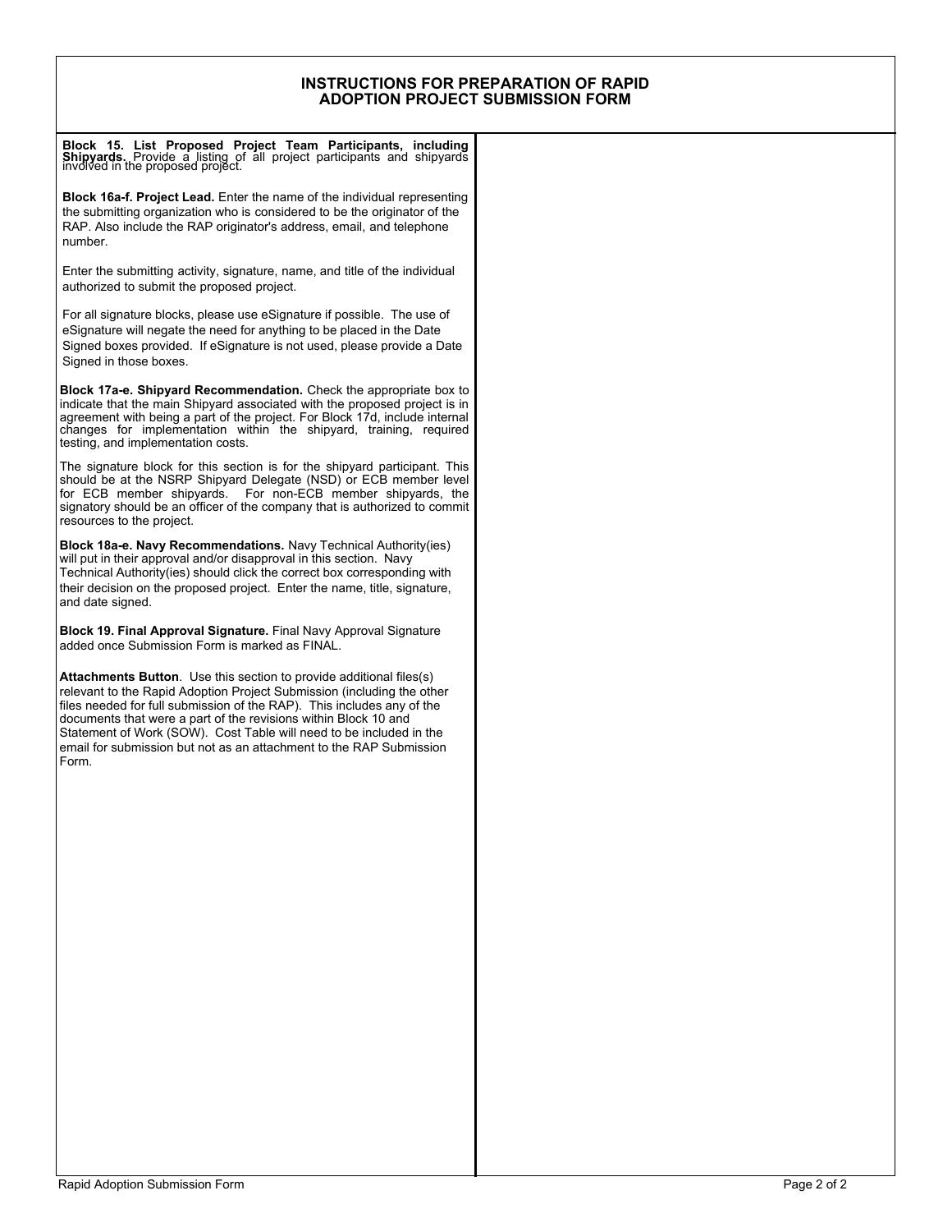# INSTRUCTIONS FOR PREPARATION OF RAPID ADOPTION PROJECT SUBMISSION FORM

**Block 15. List Proposed Project Team Participants, including Shipyards.** Provide a listing of all project participants and shipyards involved in the proposed project.

**Block 16a-f. Project Lead.** Enter the name of the individual representing the submitting organization who is considered to be the originator of the RAP. Also include the RAP originator's address, email, and telephone number.

Enter the submitting activity, signature, name, and title of the individual authorized to submit the proposed project.

For all signature blocks, please use eSignature if possible. The use of eSignature will negate the need for anything to be placed in the Date Signed boxes provided. If eSignature is not used, please provide a Date Signed in those boxes.

**Block 17a-e. Shipyard Recommendation.** Check the appropriate box to indicate that the main Shipyard associated with the proposed project is in agreement with being a part of the project. For Block 17d, include internal changes for implementation within the shipyard, training, required testing, and implementation costs.

The signature block for this section is for the shipyard participant. This should be at the NSRP Shipyard Delegate (NSD) or ECB member level for ECB member shipyards. For non-ECB member shipyards, the signatory should be an officer of the company that is authorized to commit resources to the project.

**Block 18a-e. Navy Recommendations.** Navy Technical Authority(ies) will put in their approval and/or disapproval in this section. Navy Technical Authority(ies) should click the correct box corresponding with their decision on the proposed project. Enter the name, title, signature, and date signed.

**Block 19. Final Approval Signature.** Final Navy Approval Signature added once Submission Form is marked as FINAL.

**Attachments Button**. Use this section to provide additional files(s) relevant to the Rapid Adoption Project Submission (including the other files needed for full submission of the RAP). This includes any of the documents that were a part of the revisions within Block 10 and Statement of Work (SOW). Cost Table will need to be included in the email for submission but not as an attachment to the RAP Submission Form.